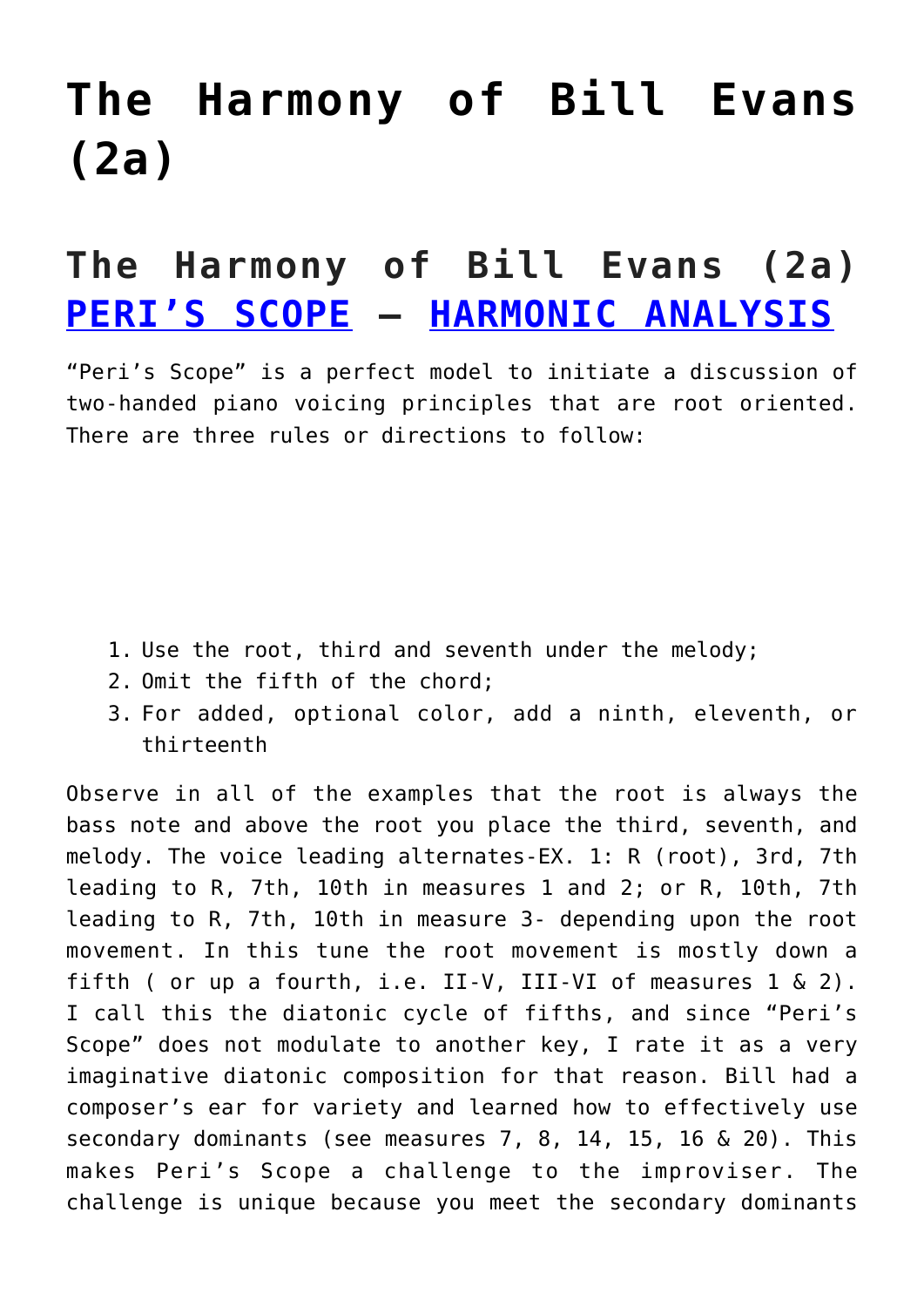# The Harmony of Bill Evans (2a)

## The Harmony of Bill Evans (2a) PERI'S SCOPE – HARMONIC ANALYSIS

"Peri's Scope" is a perfect model to initiate a discussion of two-handed piano voicing principles that are root oriented. There are three rules or directions to follow:

1. Use the root, third and seventh under the melody;
2. Omit the fifth of the chord;
3. For added, optional color, add a ninth, eleventh, or thirteenth

Observe in all of the examples that the root is always the bass note and above the root you place the third, seventh, and melody. The voice leading alternates-EX. 1: R (root), 3rd, 7th leading to R, 7th, 10th in measures 1 and 2; or R, 10th, 7th leading to R, 7th, 10th in measure 3- depending upon the root movement. In this tune the root movement is mostly down a fifth ( or up a fourth, i.e. II-V, III-VI of measures 1 & 2). I call this the diatonic cycle of fifths, and since "Peri's Scope" does not modulate to another key, I rate it as a very imaginative diatonic composition for that reason. Bill had a composer's ear for variety and learned how to effectively use secondary dominants (see measures 7, 8, 14, 15, 16 & 20). This makes Peri's Scope a challenge to the improviser. The challenge is unique because you meet the secondary dominants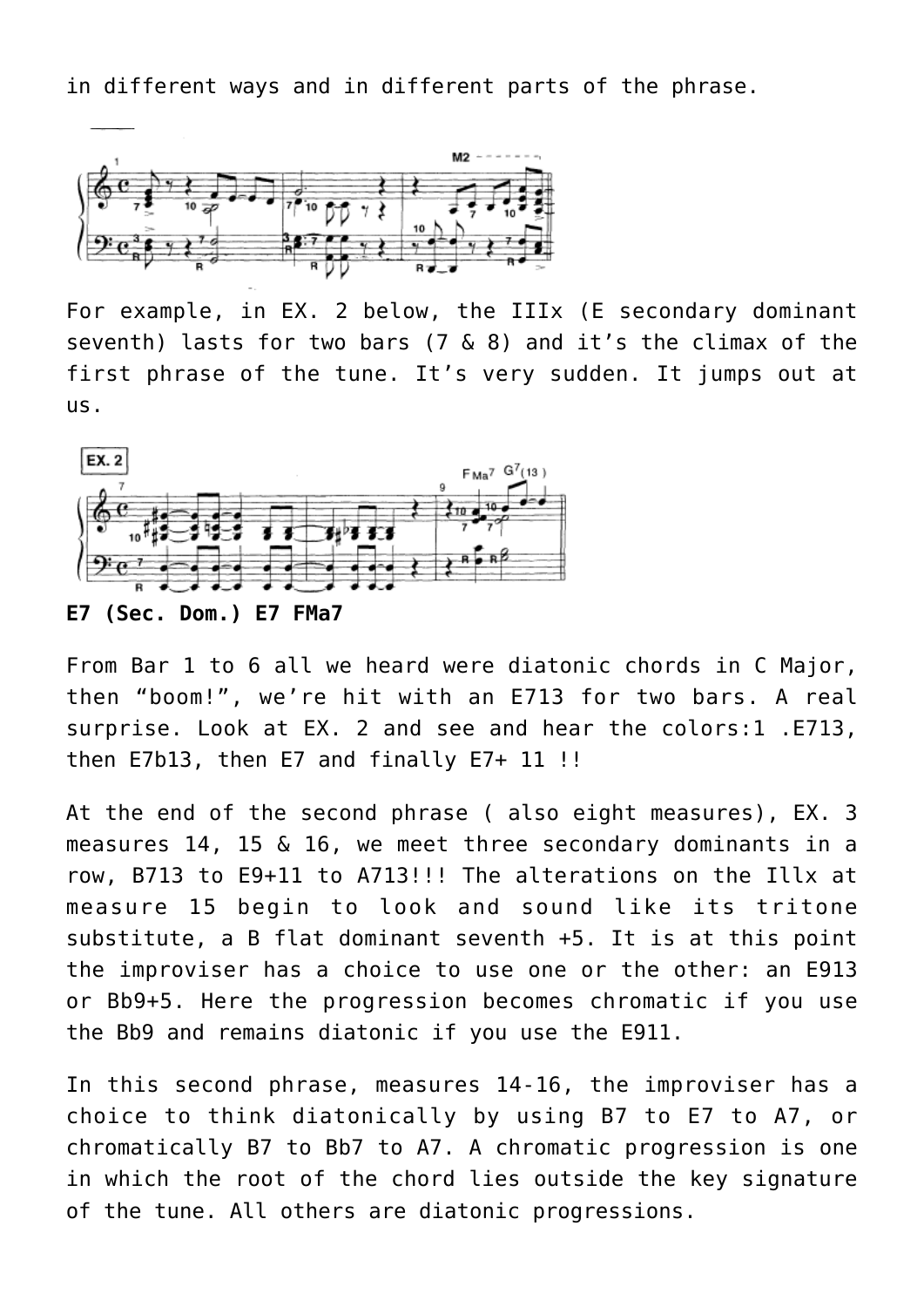in different ways and in different parts of the phrase.

For example, in EX. 2 below, the IIIx (E secondary dominant seventh) lasts for two bars (7 & 8) and it's the climax of the first phrase of the tune. It's very sudden. It jumps out at us.

**E7 (Sec. Dom.) E7 FMa7**

From Bar 1 to 6 all we heard were diatonic chords in C Major, then "boom!", we're hit with an E713 for two bars. A real surprise. Look at EX. 2 and see and hear the colors:1 .E713, then E7b13, then E7 and finally E7+ 11 !!

At the end of the second phrase ( also eight measures), EX. 3 measures 14, 15 & 16, we meet three secondary dominants in a row, B713 to E9+11 to A713!!! The alterations on the Illx at measure 15 begin to look and sound like its tritone substitute, a B flat dominant seventh +5. It is at this point the improviser has a choice to use one or the other: an E913 or Bb9+5. Here the progression becomes chromatic if you use the Bb9 and remains diatonic if you use the E911.

In this second phrase, measures 14-16, the improviser has a choice to think diatonically by using B7 to E7 to A7, or chromatically B7 to Bb7 to A7. A chromatic progression is one in which the root of the chord lies outside the key signature of the tune. All others are diatonic progressions.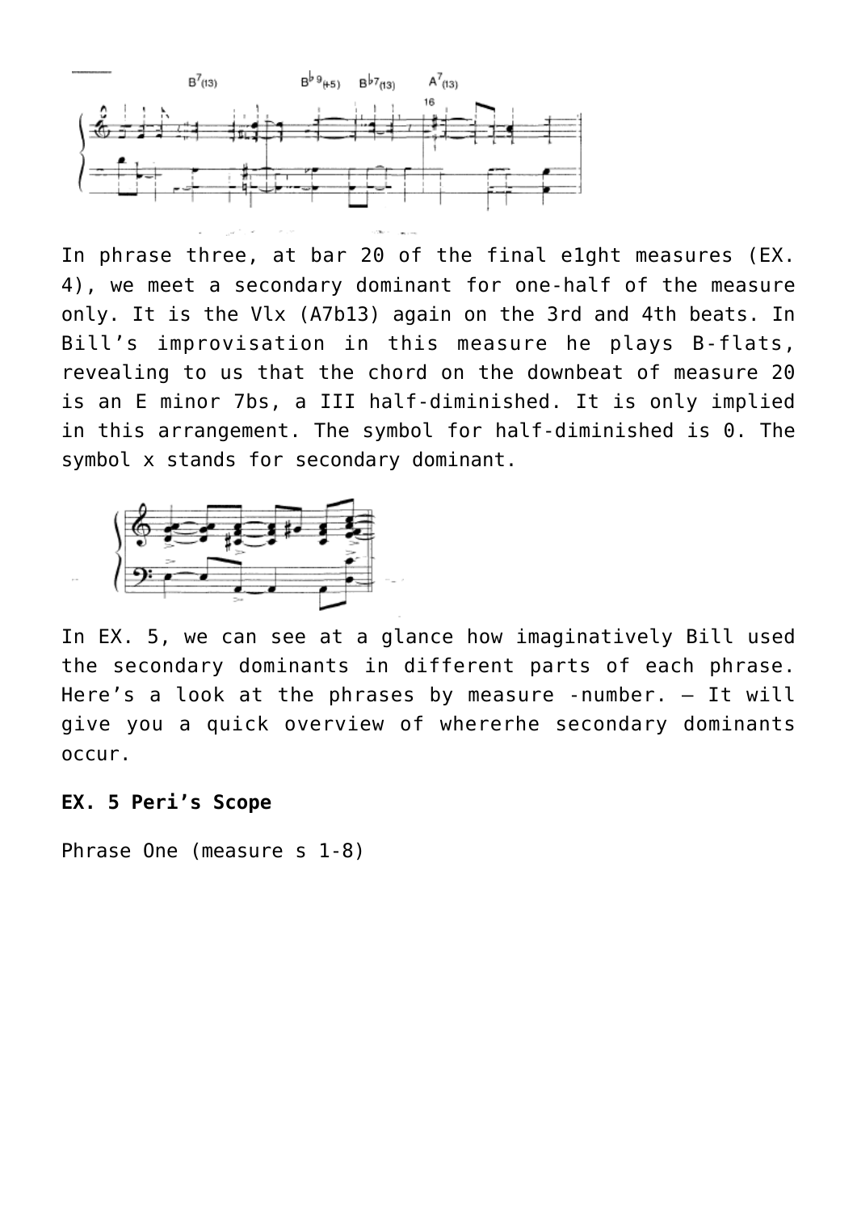In phrase three, at bar 20 of the final e1ght measures (EX. 4), we meet a secondary dominant for one-half of the measure only. It is the Vlx (A7b13) again on the 3rd and 4th beats. In Bill's improvisation in this measure he plays B-flats, revealing to us that the chord on the downbeat of measure 20 is an E minor 7bs, a III half-diminished. It is only implied in this arrangement. The symbol for half-diminished is 0. The symbol x stands for secondary dominant.

In EX. 5, we can see at a glance how imaginatively Bill used the secondary dominants in different parts of each phrase. Here's a look at the phrases by measure -number. – It will give you a quick overview of whererhe secondary dominants occur.

**EX. 5 Peri's Scope**

Phrase One (measure s 1-8)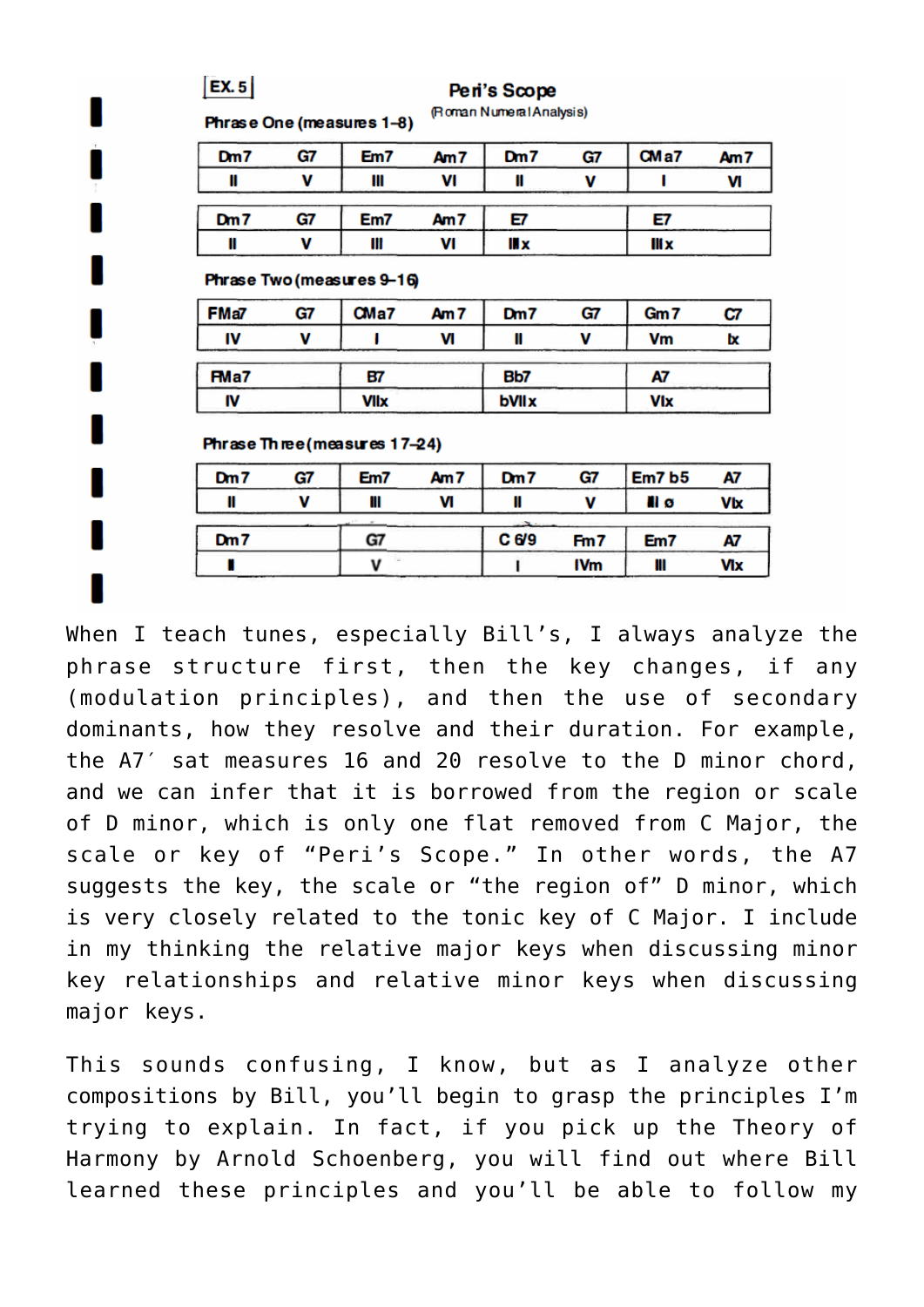**EX. 5**

## Peri's Scope

(Roman Numeral Analysis)

### Phrase One (measures 1–8)

| Dm7 | G7 | Em7 | Am7 | Dm7 | G7 | CMa7 | Am7 |
|---|---|---|---|---|---|---|---|
| II | V | III | VI | II | V | I | VI |

| Dm7 | G7 | Em7 | Am7 | E7 | | E7 | |
|---|---|---|---|---|---|---|---|
| II | V | III | VI | IIIx | | IIIx | |

### Phrase Two (measures 9–16)

| FMa7 | G7 | CMa7 | Am7 | Dm7 | G7 | Gm7 | C7 |
|---|---|---|---|---|---|---|---|
| IV | V | I | VI | II | V | Vm | Ix |

| FMa7 | | B7 | | Bb7 | | A7 | |
|---|---|---|---|---|---|---|---|
| IV | | VIIx | | bVIIx | | VIx | |

### Phrase Three (measures 17–24)

| Dm7 | G7 | Em7 | Am7 | Dm7 | G7 | Em7 b5 | A7 |
|---|---|---|---|---|---|---|---|
| II | V | III | VI | II | V | III ø | VIx |

| Dm7 | | G7 | | C 6/9 | Fm7 | Em7 | A7 |
|---|---|---|---|---|---|---|---|
| II | | V | | I | IVm | III | VIx |

When I teach tunes, especially Bill's, I always analyze the phrase structure first, then the key changes, if any (modulation principles), and then the use of secondary dominants, how they resolve and their duration. For example, the A7´ sat measures 16 and 20 resolve to the D minor chord, and we can infer that it is borrowed from the region or scale of D minor, which is only one flat removed from C Major, the scale or key of "Peri's Scope." In other words, the A7 suggests the key, the scale or "the region of" D minor, which is very closely related to the tonic key of C Major. I include in my thinking the relative major keys when discussing minor key relationships and relative minor keys when discussing major keys.

This sounds confusing, I know, but as I analyze other compositions by Bill, you'll begin to grasp the principles I'm trying to explain. In fact, if you pick up the Theory of Harmony by Arnold Schoenberg, you will find out where Bill learned these principles and you'll be able to follow my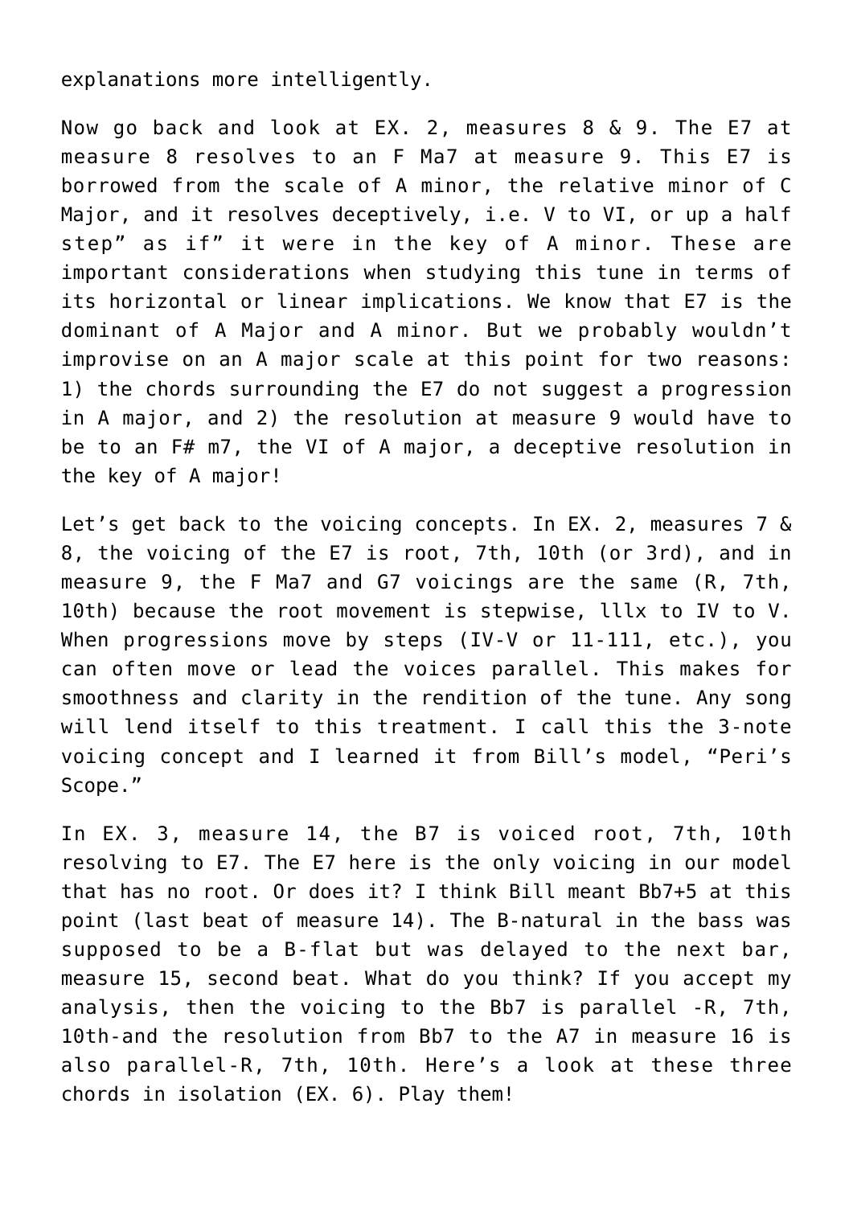explanations more intelligently.

Now go back and look at EX. 2, measures 8 & 9. The E7 at measure 8 resolves to an F Ma7 at measure 9. This E7 is borrowed from the scale of A minor, the relative minor of C Major, and it resolves deceptively, i.e. V to VI, or up a half step" as if" it were in the key of A minor. These are important considerations when studying this tune in terms of its horizontal or linear implications. We know that E7 is the dominant of A Major and A minor. But we probably wouldn't improvise on an A major scale at this point for two reasons: 1) the chords surrounding the E7 do not suggest a progression in A major, and 2) the resolution at measure 9 would have to be to an F# m7, the VI of A major, a deceptive resolution in the key of A major!

Let's get back to the voicing concepts. In EX. 2, measures 7 & 8, the voicing of the E7 is root, 7th, 10th (or 3rd), and in measure 9, the F Ma7 and G7 voicings are the same (R, 7th, 10th) because the root movement is stepwise, lllx to IV to V. When progressions move by steps (IV-V or 11-111, etc.), you can often move or lead the voices parallel. This makes for smoothness and clarity in the rendition of the tune. Any song will lend itself to this treatment. I call this the 3-note voicing concept and I learned it from Bill's model, "Peri's Scope."

In EX. 3, measure 14, the B7 is voiced root, 7th, 10th resolving to E7. The E7 here is the only voicing in our model that has no root. Or does it? I think Bill meant Bb7+5 at this point (last beat of measure 14). The B-natural in the bass was supposed to be a B-flat but was delayed to the next bar, measure 15, second beat. What do you think? If you accept my analysis, then the voicing to the Bb7 is parallel -R, 7th, 10th-and the resolution from Bb7 to the A7 in measure 16 is also parallel-R, 7th, 10th. Here's a look at these three chords in isolation (EX. 6). Play them!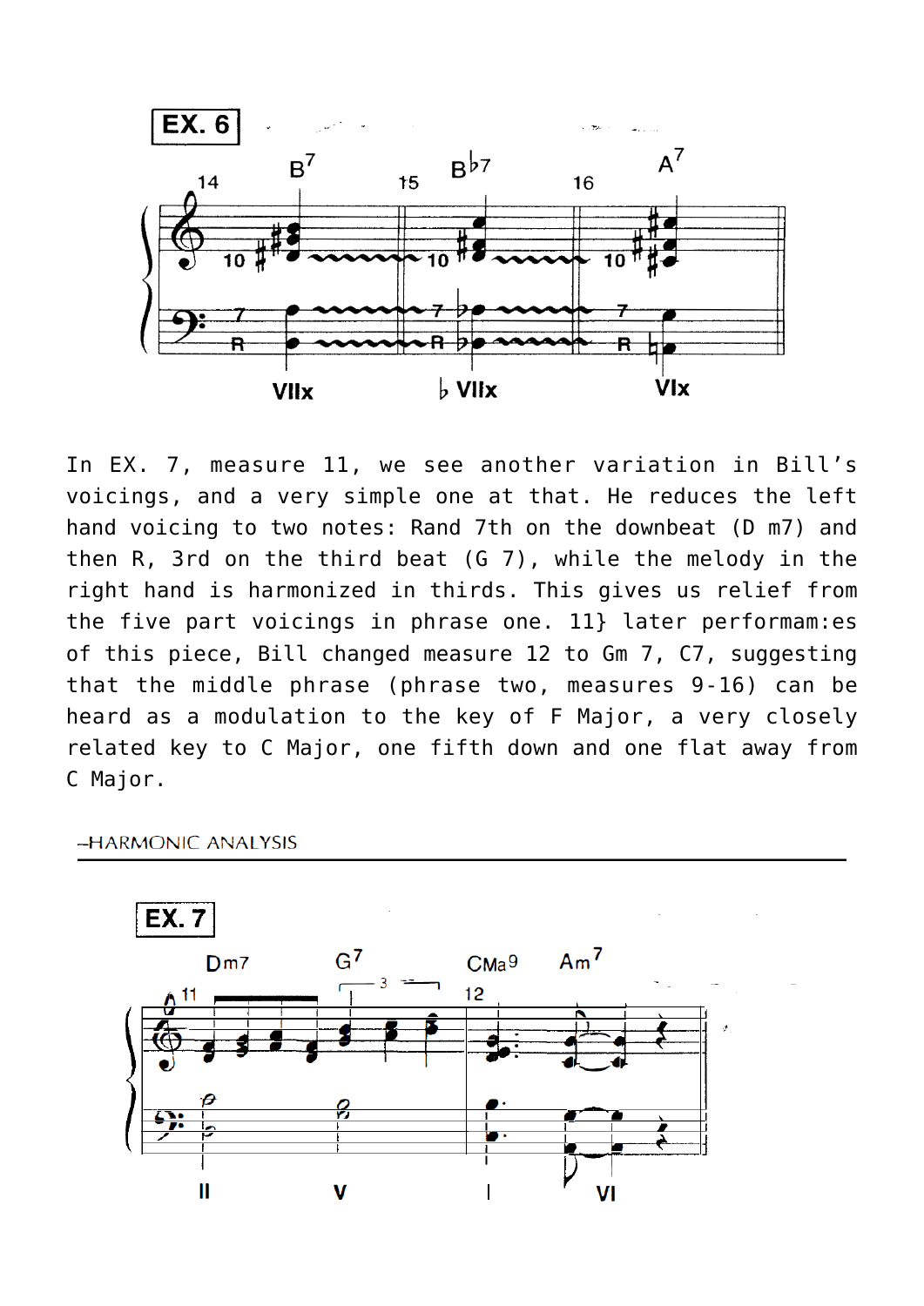**EX. 6**

In EX. 7, measure 11, we see another variation in Bill's voicings, and a very simple one at that. He reduces the left hand voicing to two notes: Rand 7th on the downbeat (D m7) and then R, 3rd on the third beat (G 7), while the melody in the right hand is harmonized in thirds. This gives us relief from the five part voicings in phrase one. 11} later performam:es of this piece, Bill changed measure 12 to Gm 7, C7, suggesting that the middle phrase (phrase two, measures 9-16) can be heard as a modulation to the key of F Major, a very closely related key to C Major, one fifth down and one flat away from C Major.

–HARMONIC ANALYSIS

**EX. 7**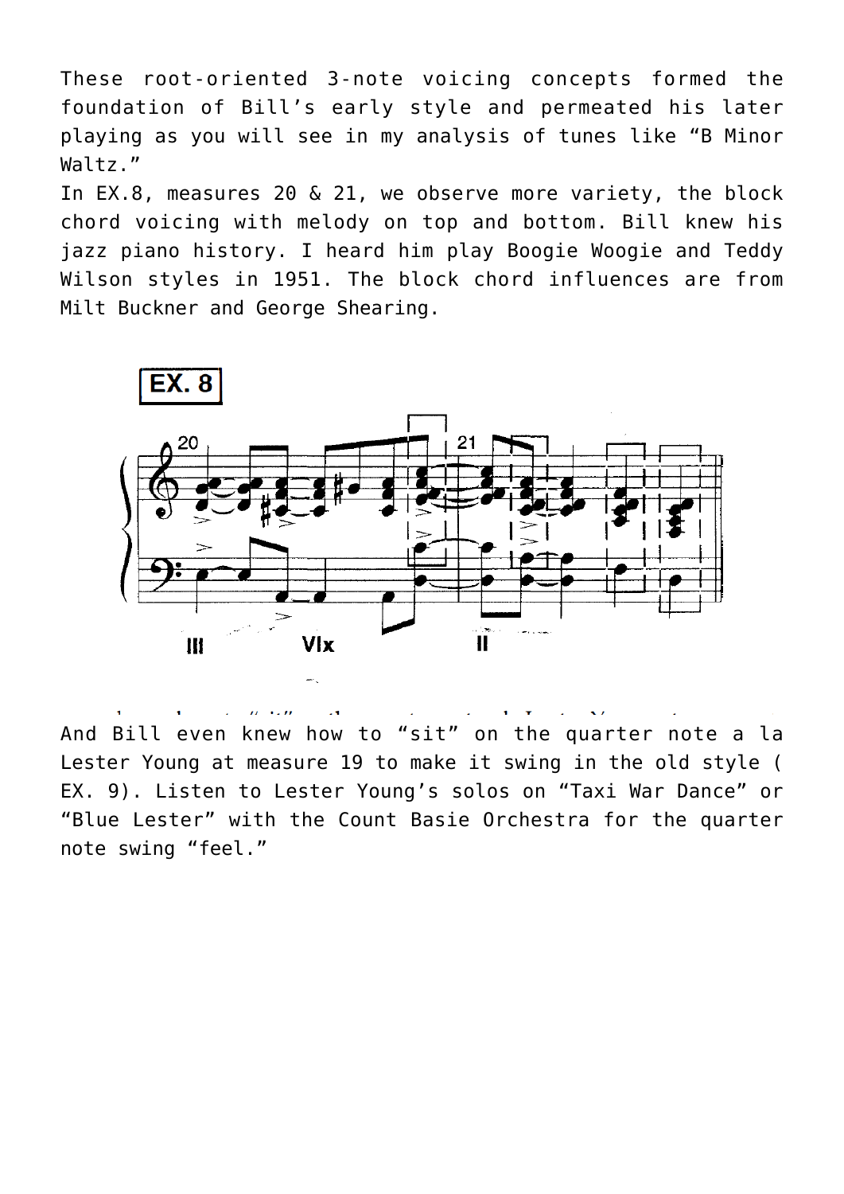These root-oriented 3-note voicing concepts formed the foundation of Bill's early style and permeated his later playing as you will see in my analysis of tunes like "B Minor Waltz."

In EX.8, measures 20 & 21, we observe more variety, the block chord voicing with melody on top and bottom. Bill knew his jazz piano history. I heard him play Boogie Woogie and Teddy Wilson styles in 1951. The block chord influences are from Milt Buckner and George Shearing.

And Bill even knew how to "sit" on the quarter note a la Lester Young at measure 19 to make it swing in the old style ( EX. 9). Listen to Lester Young's solos on "Taxi War Dance" or "Blue Lester" with the Count Basie Orchestra for the quarter note swing "feel."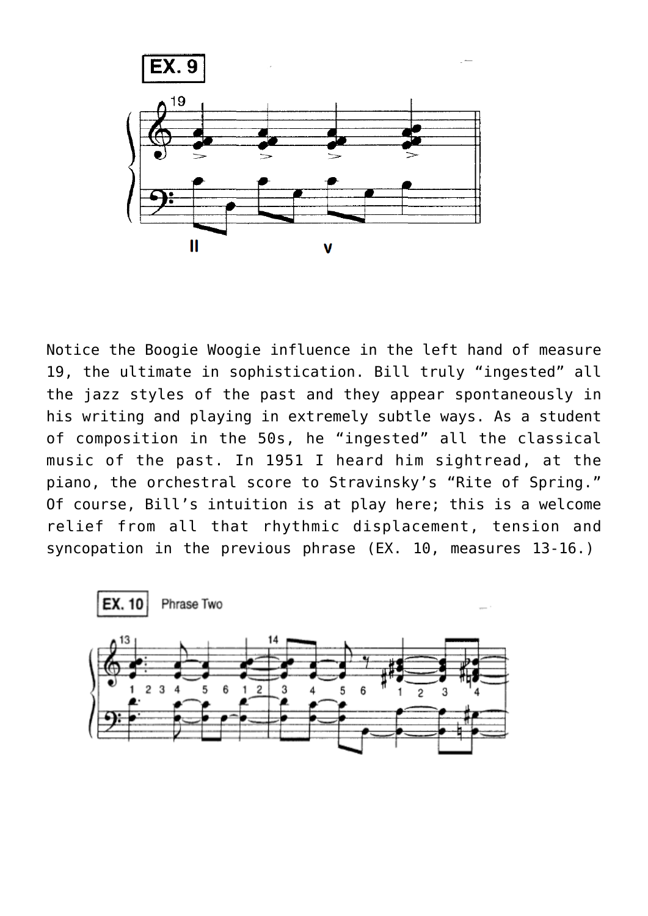**EX. 9**

Notice the Boogie Woogie influence in the left hand of measure 19, the ultimate in sophistication. Bill truly “ingested” all the jazz styles of the past and they appear spontaneously in his writing and playing in extremely subtle ways. As a student of composition in the 50s, he “ingested” all the classical music of the past. In 1951 I heard him sightread, at the piano, the orchestral score to Stravinsky’s “Rite of Spring.” Of course, Bill’s intuition is at play here; this is a welcome relief from all that rhythmic displacement, tension and syncopation in the previous phrase (EX. 10, measures 13-16.)

**EX. 10** Phrase Two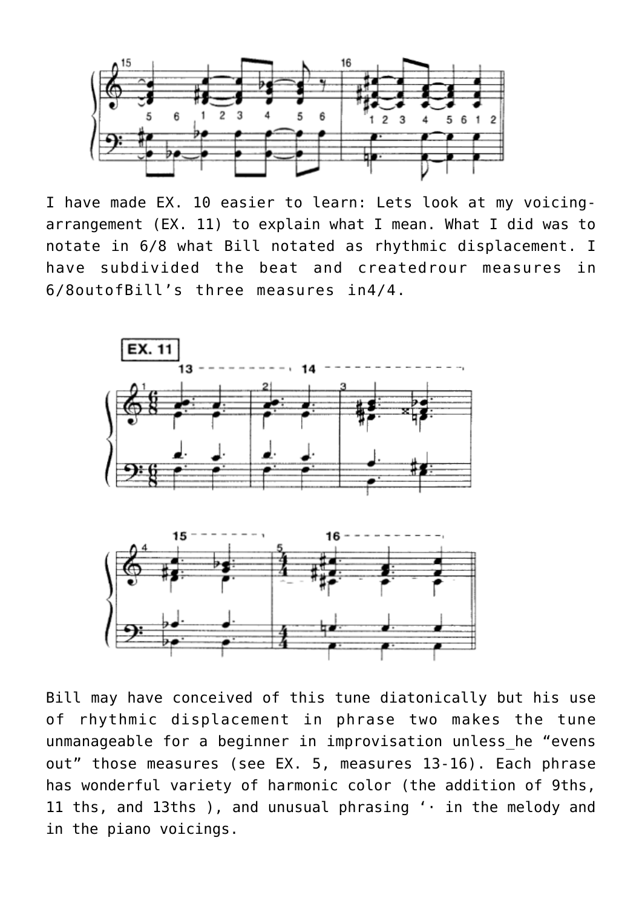I have made EX. 10 easier to learn: Lets look at my voicing-arrangement (EX. 11) to explain what I mean. What I did was to notate in 6/8 what Bill notated as rhythmic displacement. I have subdivided the beat and createdrour measures in 6/8outofBill’s three measures in4/4.

EX. 11

Bill may have conceived of this tune diatonically but his use of rhythmic displacement in phrase two makes the tune unmanageable for a beginner in improvisation unless_he “evens out” those measures (see EX. 5, measures 13-16). Each phrase has wonderful variety of harmonic color (the addition of 9ths, 11 ths, and 13ths ), and unusual phrasing ‘· in the melody and in the piano voicings.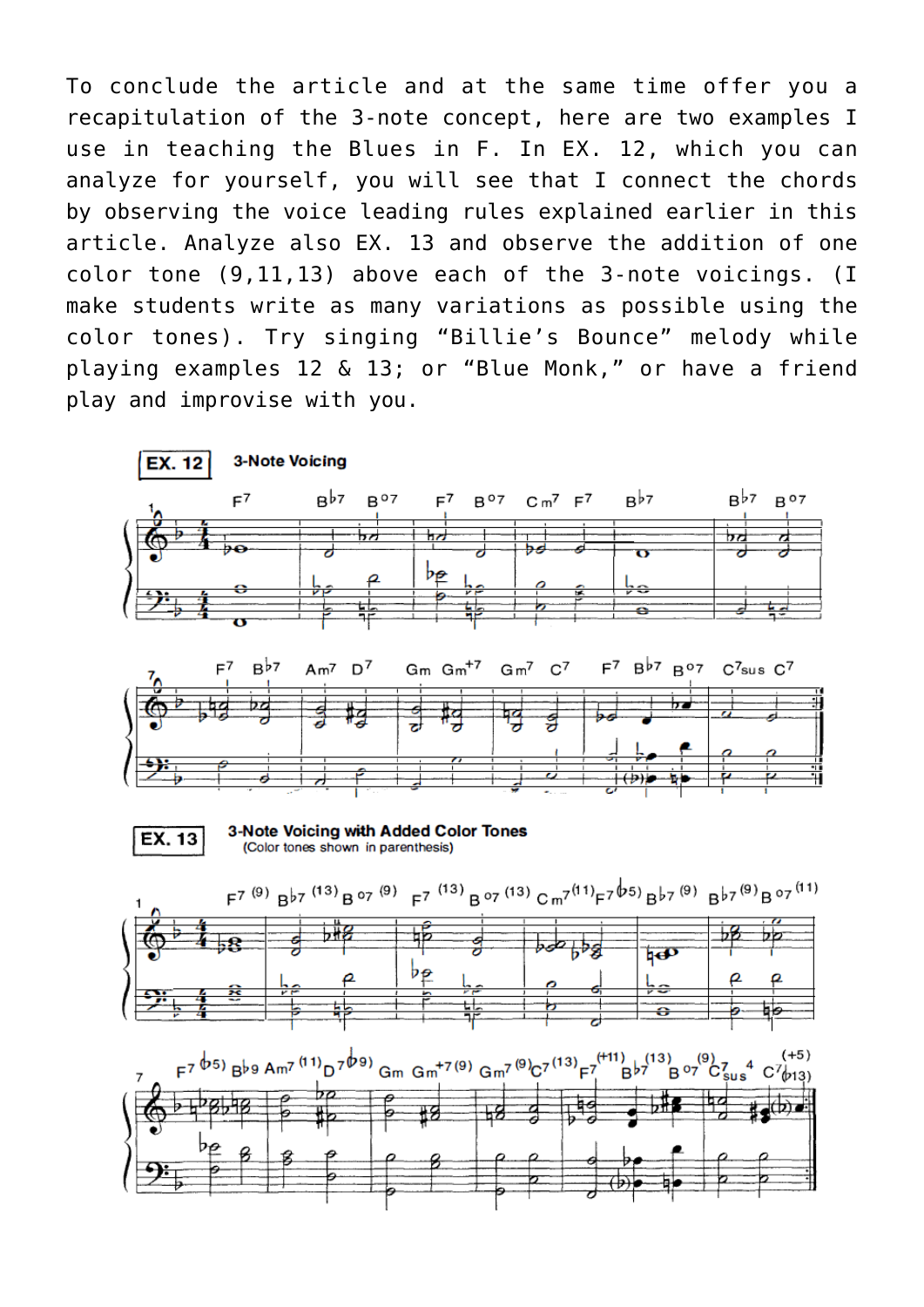To conclude the article and at the same time offer you a recapitulation of the 3-note concept, here are two examples I use in teaching the Blues in F. In EX. 12, which you can analyze for yourself, you will see that I connect the chords by observing the voice leading rules explained earlier in this article. Analyze also EX. 13 and observe the addition of one color tone (9,11,13) above each of the 3-note voicings. (I make students write as many variations as possible using the color tones). Try singing “Billie’s Bounce” melody while playing examples 12 & 13; or “Blue Monk,” or have a friend play and improvise with you.

**EX. 12** 3-Note Voicing

**EX. 13** 3-Note Voicing with Added Color Tones
(Color tones shown in parenthesis)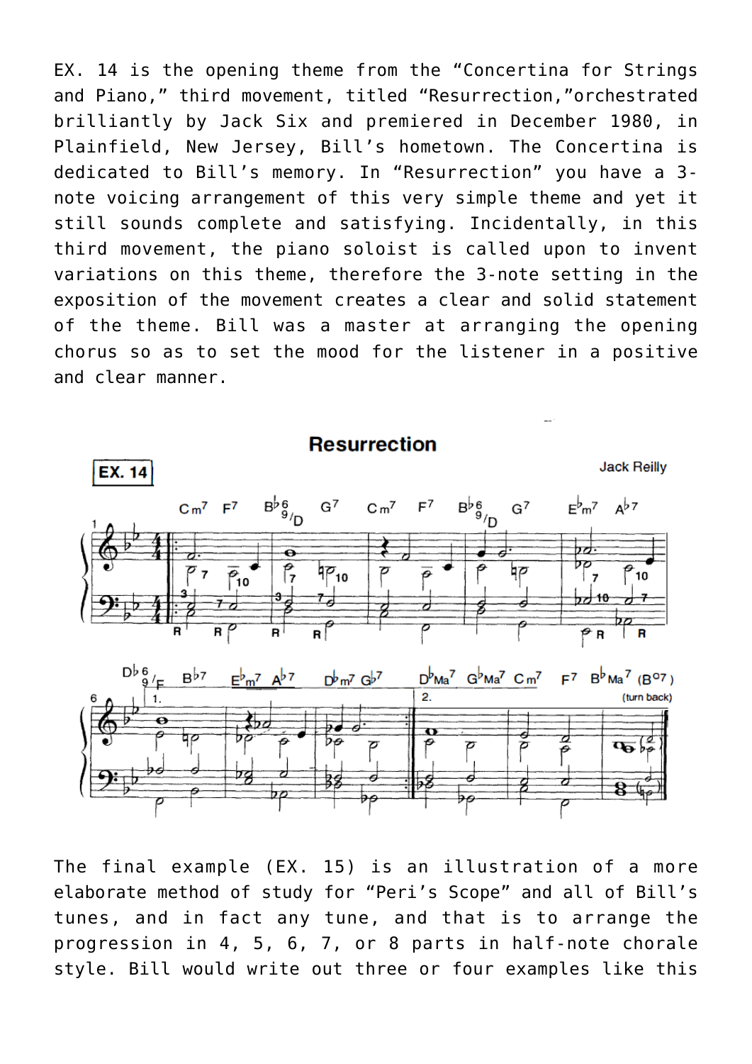EX. 14 is the opening theme from the “Concertina for Strings and Piano,” third movement, titled “Resurrection,”orchestrated brilliantly by Jack Six and premiered in December 1980, in Plainfield, New Jersey, Bill’s hometown. The Concertina is dedicated to Bill’s memory. In “Resurrection” you have a 3-note voicing arrangement of this very simple theme and yet it still sounds complete and satisfying. Incidentally, in this third movement, the piano soloist is called upon to invent variations on this theme, therefore the 3-note setting in the exposition of the movement creates a clear and solid statement of the theme. Bill was a master at arranging the opening chorus so as to set the mood for the listener in a positive and clear manner.

The final example (EX. 15) is an illustration of a more elaborate method of study for “Peri’s Scope” and all of Bill’s tunes, and in fact any tune, and that is to arrange the progression in 4, 5, 6, 7, or 8 parts in half-note chorale style. Bill would write out three or four examples like this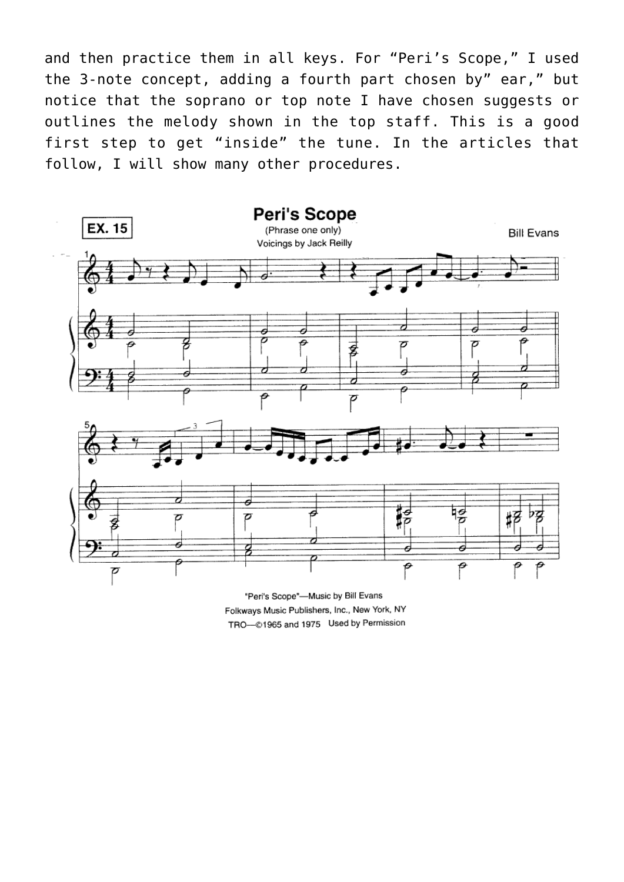and then practice them in all keys. For "Peri's Scope," I used the 3-note concept, adding a fourth part chosen by" ear," but notice that the soprano or top note I have chosen suggests or outlines the melody shown in the top staff. This is a good first step to get "inside" the tune. In the articles that follow, I will show many other procedures.

EX. 15

Peri's Scope

(Phrase one only)

Voicings by Jack Reilly

Bill Evans

"Peri's Scope"—Music by Bill Evans
Folkways Music Publishers, Inc., New York, NY
TRO—©1965 and 1975 Used by Permission